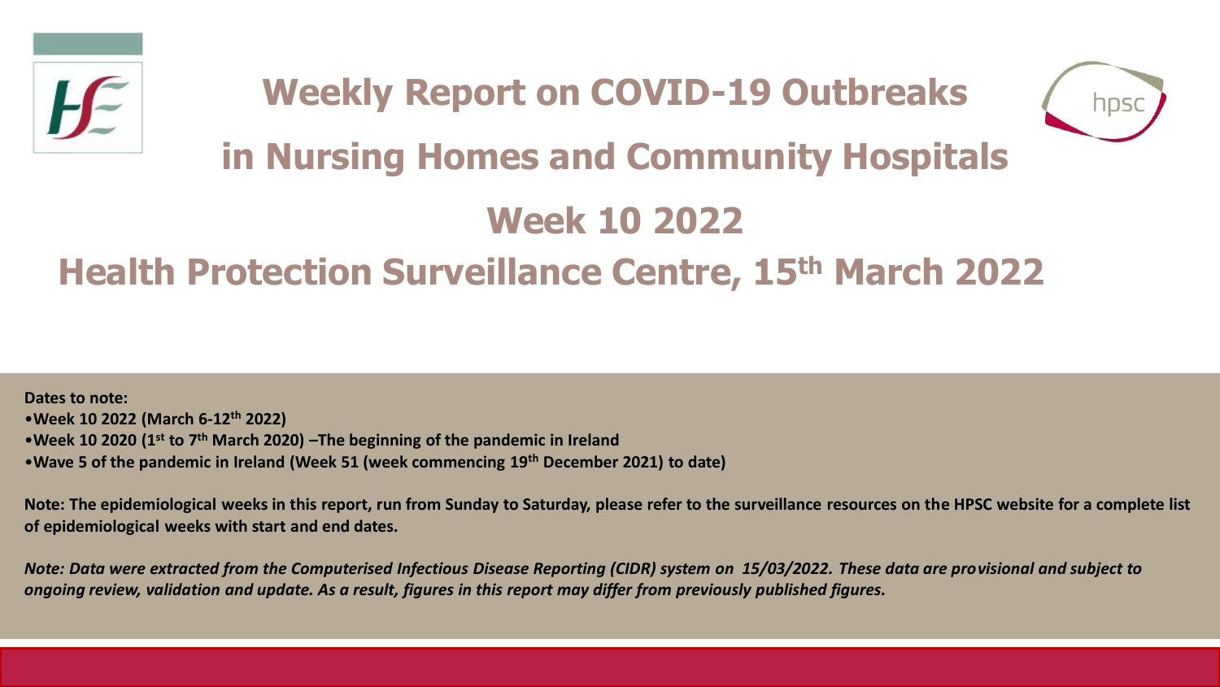# Weekly Report on COVID-19 Outbreaks in Nursing Homes and Community Hospitals

## Week 10 2022

## Health Protection Surveillance Centre, 15th March 2022

**Dates to note:**

- **Week 10 2022 (March 6-12th 2022)**
- **Week 10 2020 (1st to 7th March 2020) –The beginning of the pandemic in Ireland**
- **Wave 5 of the pandemic in Ireland (Week 51 (week commencing 19th December 2021) to date)**

**Note: The epidemiological weeks in this report, run from Sunday to Saturday, please refer to the surveillance resources on the HPSC website for a complete list of epidemiological weeks with start and end dates.**

***Note: Data were extracted from the Computerised Infectious Disease Reporting (CIDR) system on 15/03/2022. These data are provisional and subject to ongoing review, validation and update. As a result, figures in this report may differ from previously published figures.***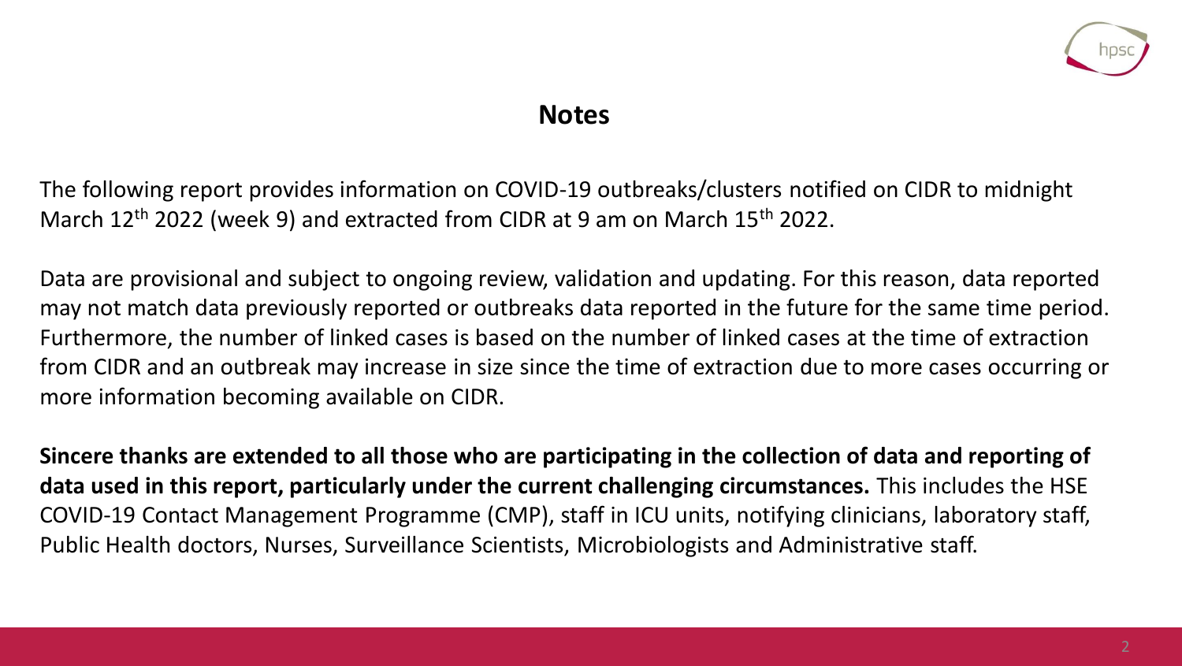# Notes

The following report provides information on COVID-19 outbreaks/clusters notified on CIDR to midnight March 12th 2022 (week 9) and extracted from CIDR at 9 am on March 15th 2022.

Data are provisional and subject to ongoing review, validation and updating. For this reason, data reported may not match data previously reported or outbreaks data reported in the future for the same time period. Furthermore, the number of linked cases is based on the number of linked cases at the time of extraction from CIDR and an outbreak may increase in size since the time of extraction due to more cases occurring or more information becoming available on CIDR.

**Sincere thanks are extended to all those who are participating in the collection of data and reporting of data used in this report, particularly under the current challenging circumstances.** This includes the HSE COVID-19 Contact Management Programme (CMP), staff in ICU units, notifying clinicians, laboratory staff, Public Health doctors, Nurses, Surveillance Scientists, Microbiologists and Administrative staff.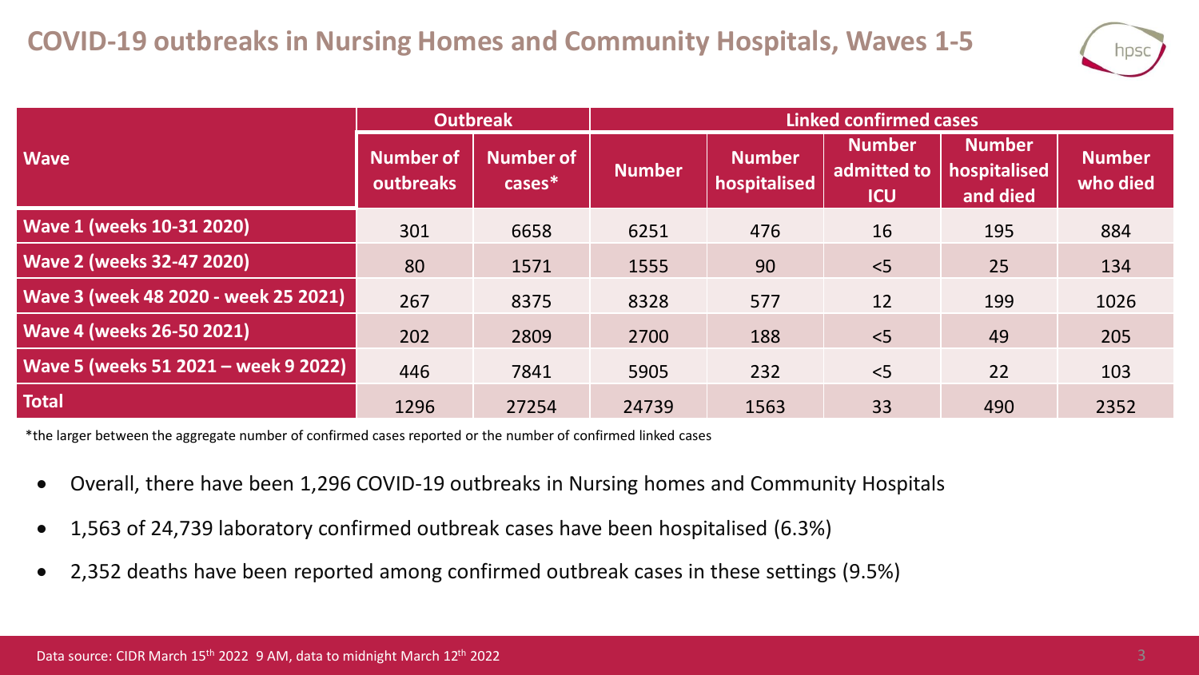# COVID-19 outbreaks in Nursing Homes and Community Hospitals, Waves 1-5

| Wave | Outbreak | | Linked confirmed cases | | | | |
|---|---|---|---|---|---|---|---|
| | Number of outbreaks | Number of cases* | Number | Number hospitalised | Number admitted to ICU | Number hospitalised and died | Number who died |
| Wave 1 (weeks 10-31 2020) | 301 | 6658 | 6251 | 476 | 16 | 195 | 884 |
| Wave 2 (weeks 32-47 2020) | 80 | 1571 | 1555 | 90 | <5 | 25 | 134 |
| Wave 3 (week 48 2020 - week 25 2021) | 267 | 8375 | 8328 | 577 | 12 | 199 | 1026 |
| Wave 4 (weeks 26-50 2021) | 202 | 2809 | 2700 | 188 | <5 | 49 | 205 |
| Wave 5 (weeks 51 2021 – week 9 2022) | 446 | 7841 | 5905 | 232 | <5 | 22 | 103 |
| Total | 1296 | 27254 | 24739 | 1563 | 33 | 490 | 2352 |

*the larger between the aggregate number of confirmed cases reported or the number of confirmed linked cases

- Overall, there have been 1,296 COVID-19 outbreaks in Nursing homes and Community Hospitals
- 1,563 of 24,739 laboratory confirmed outbreak cases have been hospitalised (6.3%)
- 2,352 deaths have been reported among confirmed outbreak cases in these settings (9.5%)

Data source: CIDR March 15th 2022 9 AM, data to midnight March 12th 2022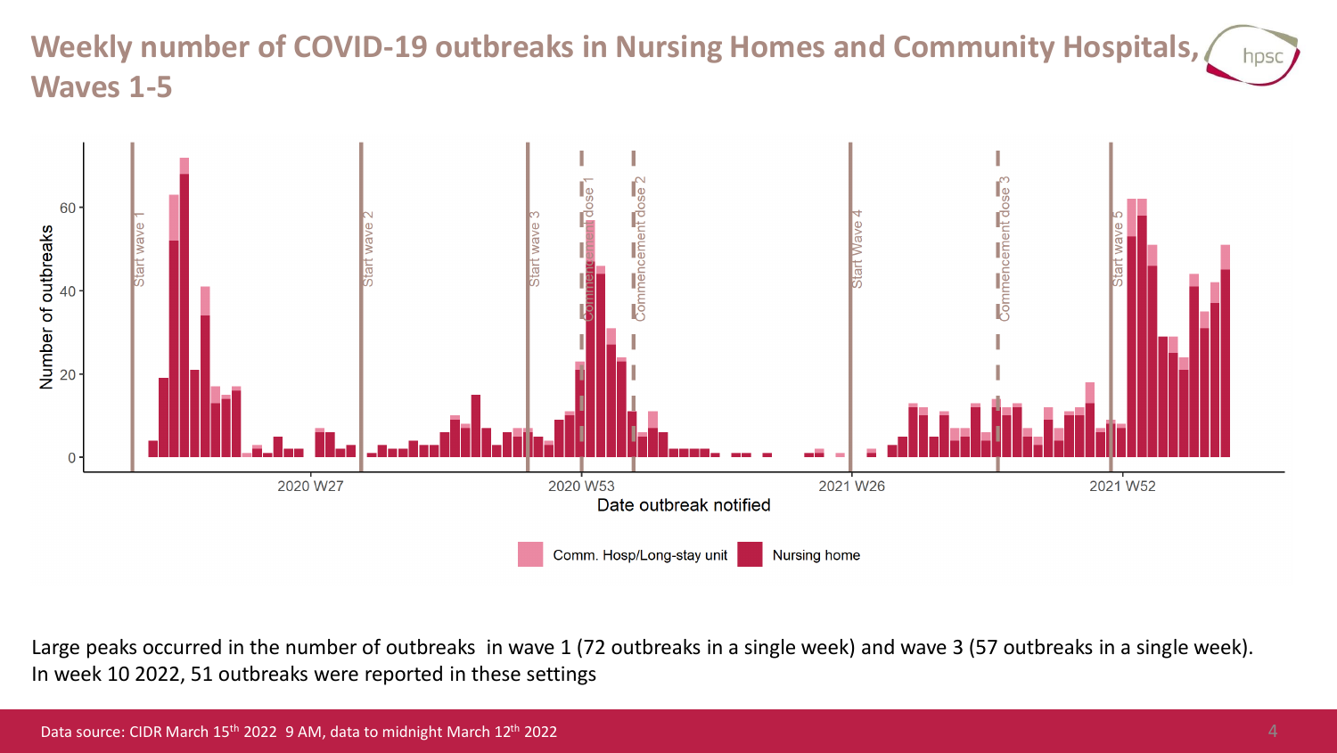# Weekly number of COVID-19 outbreaks in Nursing Homes and Community Hospitals, Waves 1-5

Number of outbreaks

0
20
40
60

Start wave 1
Start wave 2
Start wave 3
Commencement dose 1
Commencement dose 2
Start Wave 4
Commencement dose 3
Start wave 5

2020 W27
2020 W53
2021 W26
2021 W52

Date outbreak notified

Comm. Hosp/Long-stay unit
Nursing home

Large peaks occurred in the number of outbreaks in wave 1 (72 outbreaks in a single week) and wave 3 (57 outbreaks in a single week). In week 10 2022, 51 outbreaks were reported in these settings

Data source: CIDR March 15th 2022 9 AM, data to midnight March 12th 2022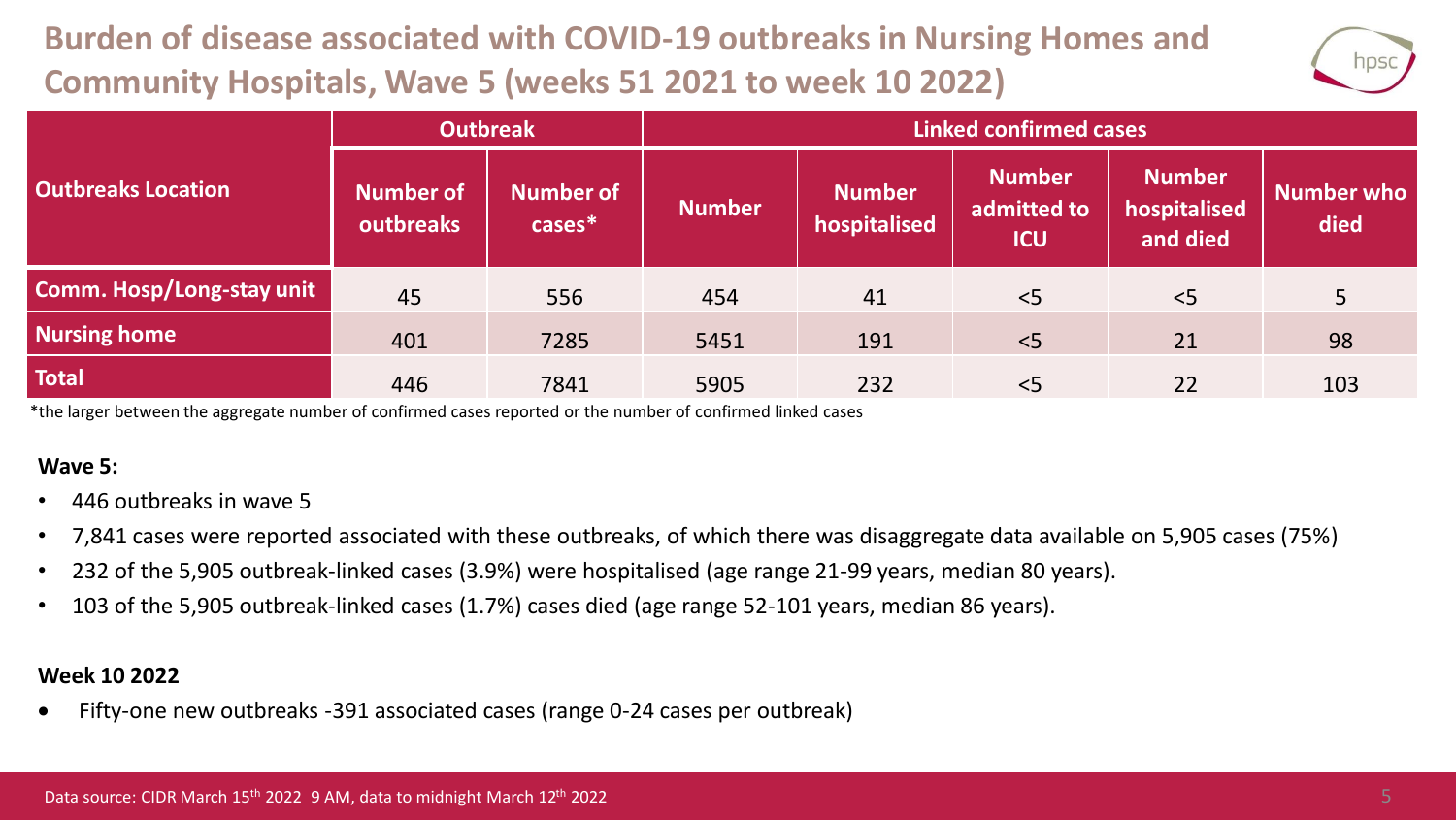# Burden of disease associated with COVID-19 outbreaks in Nursing Homes and Community Hospitals, Wave 5 (weeks 51 2021 to week 10 2022)

| Outbreaks Location | Outbreak | | Linked confirmed cases | | | | |
|---|---|---|---|---|---|---|---|
| | Number of outbreaks | Number of cases* | Number | Number hospitalised | Number admitted to ICU | Number hospitalised and died | Number who died |
| Comm. Hosp/Long-stay unit | 45 | 556 | 454 | 41 | <5 | <5 | 5 |
| Nursing home | 401 | 7285 | 5451 | 191 | <5 | 21 | 98 |
| Total | 446 | 7841 | 5905 | 232 | <5 | 22 | 103 |

*the larger between the aggregate number of confirmed cases reported or the number of confirmed linked cases

**Wave 5:**

- 446 outbreaks in wave 5
- 7,841 cases were reported associated with these outbreaks, of which there was disaggregate data available on 5,905 cases (75%)
- 232 of the 5,905 outbreak-linked cases (3.9%) were hospitalised (age range 21-99 years, median 80 years).
- 103 of the 5,905 outbreak-linked cases (1.7%) cases died (age range 52-101 years, median 86 years).

**Week 10 2022**

- Fifty-one new outbreaks -391 associated cases (range 0-24 cases per outbreak)

Data source: CIDR March 15th 2022 9 AM, data to midnight March 12th 2022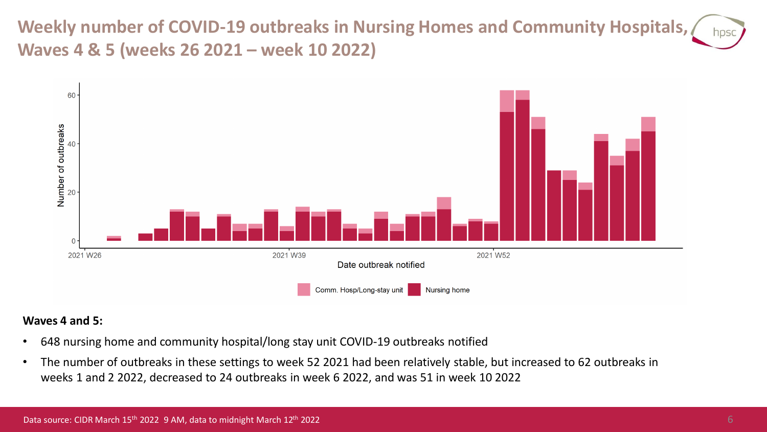# Weekly number of COVID-19 outbreaks in Nursing Homes and Community Hospitals, Waves 4 & 5 (weeks 26 2021 – week 10 2022)

Number of outbreaks

60
40
20
0

2021 W26
2021 W39
2021 W52

Date outbreak notified

Comm. Hosp/Long-stay unit
Nursing home

**Waves 4 and 5:**

- 648 nursing home and community hospital/long stay unit COVID-19 outbreaks notified
- The number of outbreaks in these settings to week 52 2021 had been relatively stable, but increased to 62 outbreaks in weeks 1 and 2 2022, decreased to 24 outbreaks in week 6 2022, and was 51 in week 10 2022

Data source: CIDR March 15th 2022 9 AM, data to midnight March 12th 2022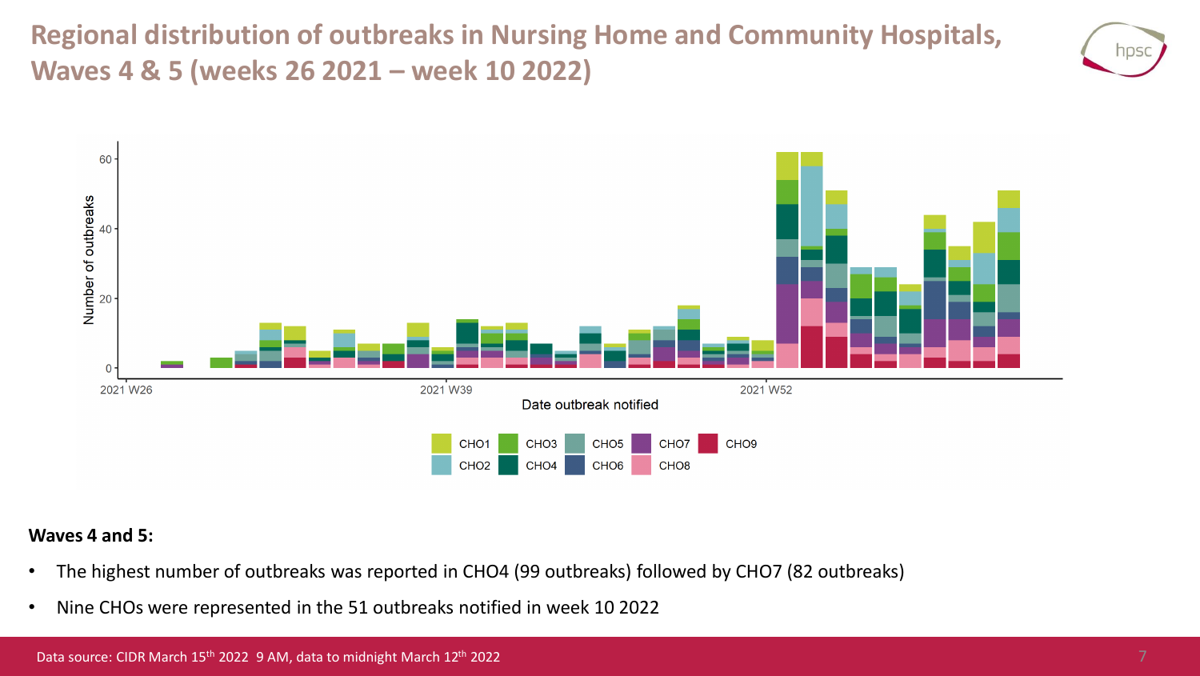# Regional distribution of outbreaks in Nursing Home and Community Hospitals, Waves 4 & 5 (weeks 26 2021 – week 10 2022)

Number of outbreaks

0
20
40
60

2021 W26
2021 W39
2021 W52

Date outbreak notified

CHO1 CHO3 CHO5 CHO7 CHO9
CHO2 CHO4 CHO6 CHO8

**Waves 4 and 5:**

- The highest number of outbreaks was reported in CHO4 (99 outbreaks) followed by CHO7 (82 outbreaks)
- Nine CHOs were represented in the 51 outbreaks notified in week 10 2022

Data source: CIDR March 15th 2022 9 AM, data to midnight March 12th 2022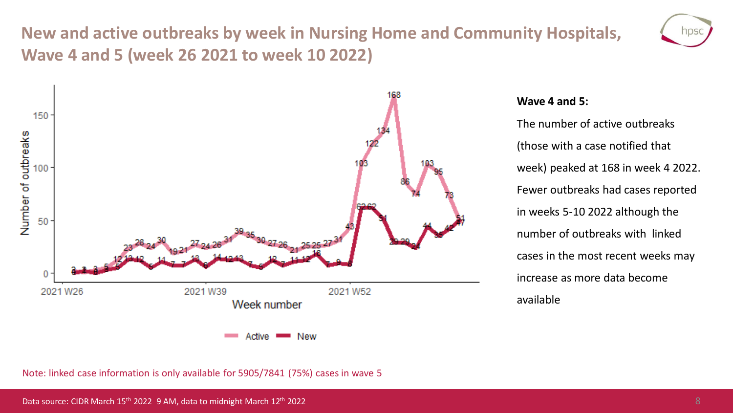# New and active outbreaks by week in Nursing Home and Community Hospitals, Wave 4 and 5 (week 26 2021 to week 10 2022)

Number of outbreaks

150

100

50

0

2021 W26

2021 W39

2021 W52

Week number

Active New

168

134

122

103

103

95

86

74

73

62 62

51

51

47

44

43

42

39

35

31

31

30

30

28

27

27

26

26

25 25

24

24

23

21

21

19

29 29

24

18

14

13 13

13

13

12

12

12

12

11

11

11

9

8

7

7

7

7

7

6

5

5

5

3

3

3

2

1

1

0

**Wave 4 and 5:**

The number of active outbreaks (those with a case notified that week) peaked at 168 in week 4 2022. Fewer outbreaks had cases reported in weeks 5-10 2022 although the number of outbreaks with linked cases in the most recent weeks may increase as more data become available

Note: linked case information is only available for 5905/7841 (75%) cases in wave 5

Data source: CIDR March 15th 2022 9 AM, data to midnight March 12th 2022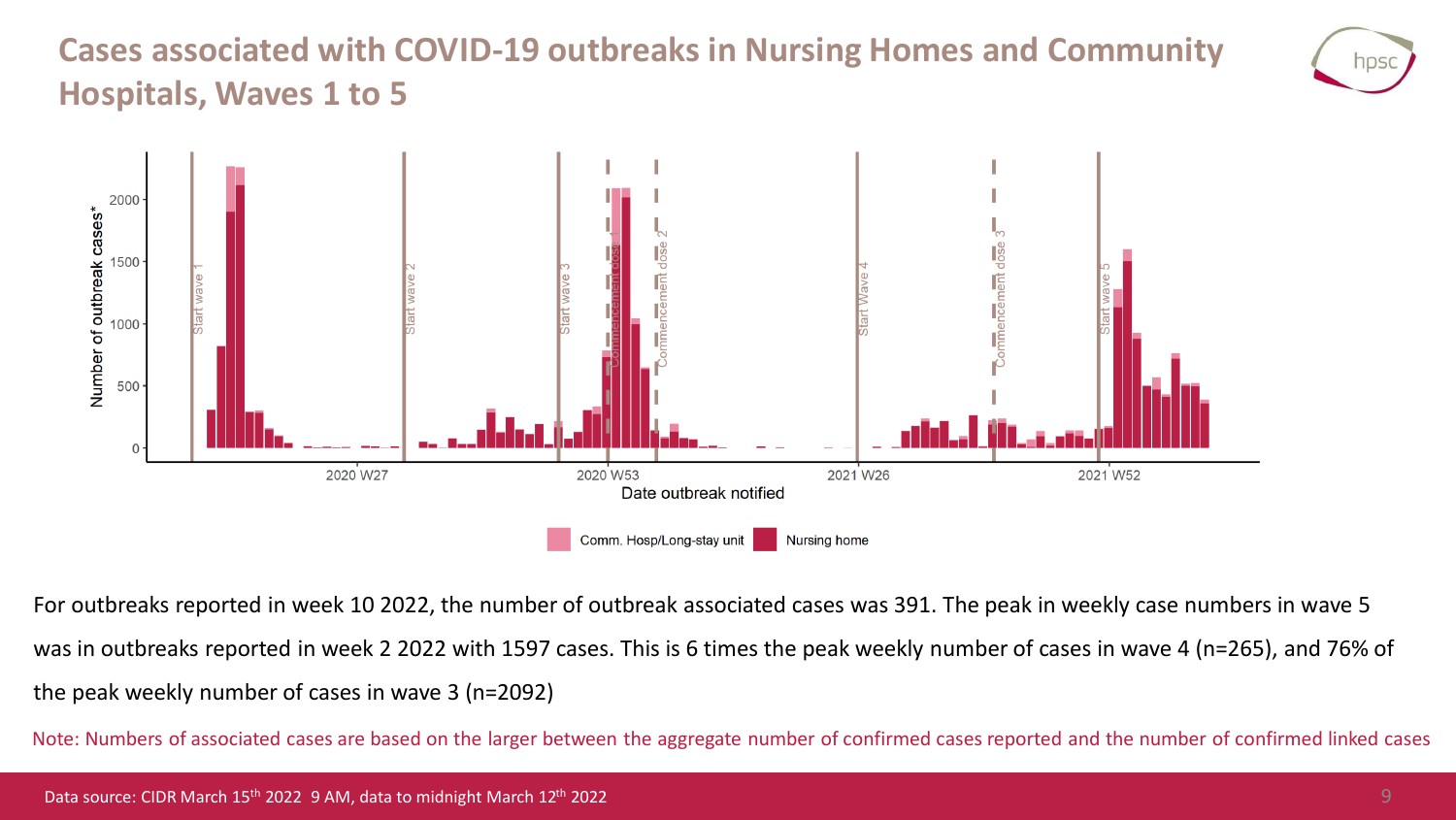# Cases associated with COVID-19 outbreaks in Nursing Homes and Community Hospitals, Waves 1 to 5

Number of outbreak cases*

2000
1500
1000
500
0

Start wave 1
Start wave 2
Start wave 3
Commencement dose 1
Commencement dose 2
Start Wave 4
Commencement dose 3
Start wave 5

2020 W27
2020 W53
2021 W26
2021 W52

Date outbreak notified

Comm. Hosp/Long-stay unit
Nursing home

For outbreaks reported in week 10 2022, the number of outbreak associated cases was 391. The peak in weekly case numbers in wave 5 was in outbreaks reported in week 2 2022 with 1597 cases. This is 6 times the peak weekly number of cases in wave 4 (n=265), and 76% of the peak weekly number of cases in wave 3 (n=2092)

Note: Numbers of associated cases are based on the larger between the aggregate number of confirmed cases reported and the number of confirmed linked cases

Data source: CIDR March 15th 2022 9 AM, data to midnight March 12th 2022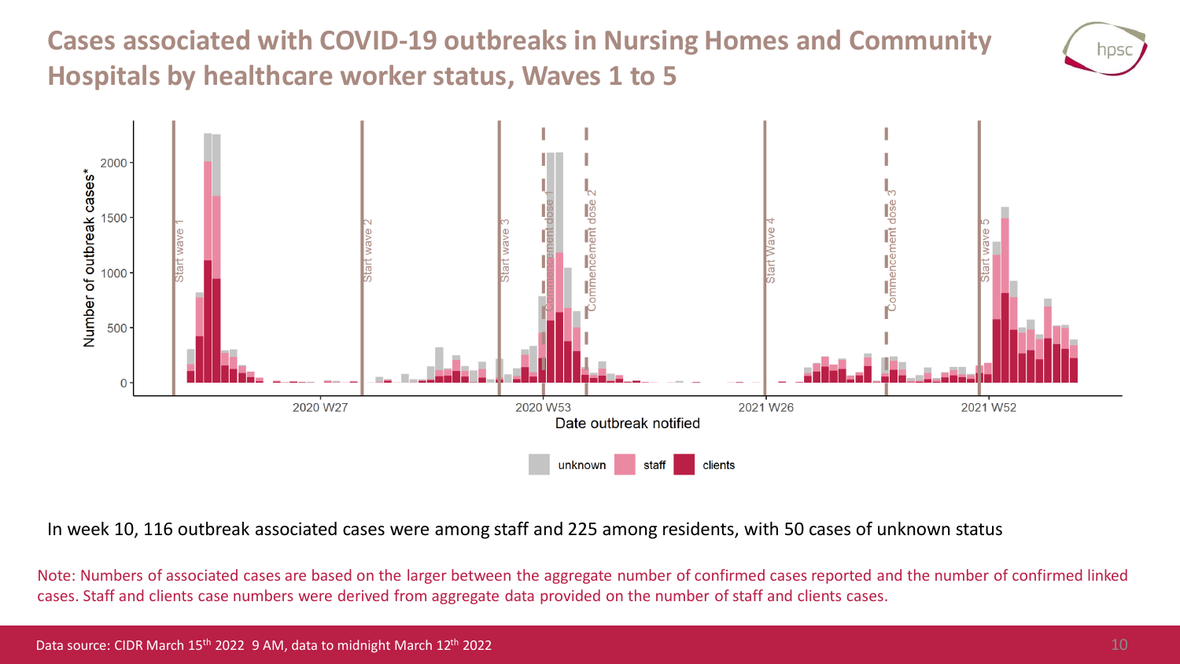# Cases associated with COVID-19 outbreaks in Nursing Homes and Community Hospitals by healthcare worker status, Waves 1 to 5

Number of outbreak cases*

0
500
1000
1500
2000

Start wave 1
Start wave 2
Start wave 3
Commencement dose 1
Commencement dose 2
Start Wave 4
Commencement dose 3
Start wave 5

2020 W27
2020 W53
2021 W26
2021 W52

Date outbreak notified

unknown
staff
clients

In week 10, 116 outbreak associated cases were among staff and 225 among residents, with 50 cases of unknown status

Note: Numbers of associated cases are based on the larger between the aggregate number of confirmed cases reported and the number of confirmed linked cases. Staff and clients case numbers were derived from aggregate data provided on the number of staff and clients cases.

Data source: CIDR March 15th 2022 9 AM, data to midnight March 12th 2022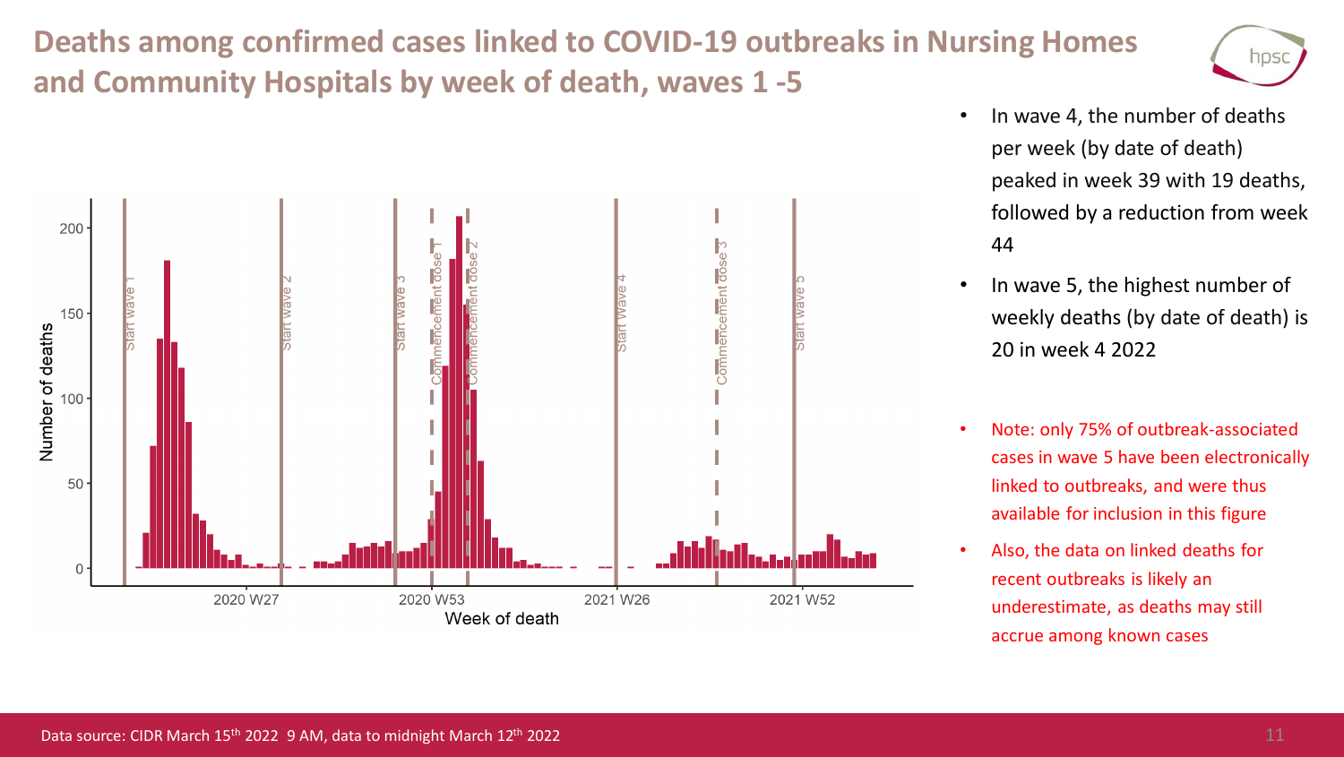# Deaths among confirmed cases linked to COVID-19 outbreaks in Nursing Homes and Community Hospitals by week of death, waves 1 -5

Number of deaths

0
50
100
150
200

Start wave 1
Start wave 2
Start wave 3
Commencement dose 1
Commencement dose 2
Start wave 4
Commencement dose 3
Start wave 5

2020 W27
2020 W53
2021 W26
2021 W52

Week of death

- In wave 4, the number of deaths per week (by date of death) peaked in week 39 with 19 deaths, followed by a reduction from week 44
- In wave 5, the highest number of weekly deaths (by date of death) is 20 in week 4 2022

- Note: only 75% of outbreak-associated cases in wave 5 have been electronically linked to outbreaks, and were thus available for inclusion in this figure
- Also, the data on linked deaths for recent outbreaks is likely an underestimate, as deaths may still accrue among known cases

Data source: CIDR March 15th 2022 9 AM, data to midnight March 12th 2022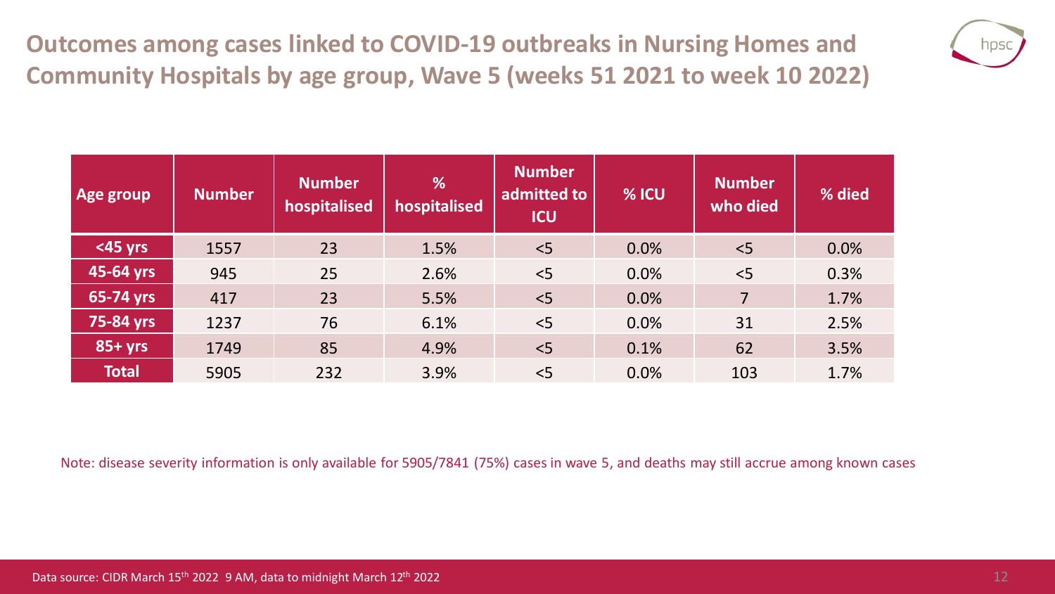# Outcomes among cases linked to COVID-19 outbreaks in Nursing Homes and Community Hospitals by age group, Wave 5 (weeks 51 2021 to week 10 2022)

| Age group | Number | Number hospitalised | % hospitalised | Number admitted to ICU | % ICU | Number who died | % died |
|---|---|---|---|---|---|---|---|
| <45 yrs | 1557 | 23 | 1.5% | <5 | 0.0% | <5 | 0.0% |
| 45-64 yrs | 945 | 25 | 2.6% | <5 | 0.0% | <5 | 0.3% |
| 65-74 yrs | 417 | 23 | 5.5% | <5 | 0.0% | 7 | 1.7% |
| 75-84 yrs | 1237 | 76 | 6.1% | <5 | 0.0% | 31 | 2.5% |
| 85+ yrs | 1749 | 85 | 4.9% | <5 | 0.1% | 62 | 3.5% |
| Total | 5905 | 232 | 3.9% | <5 | 0.0% | 103 | 1.7% |

Note: disease severity information is only available for 5905/7841 (75%) cases in wave 5, and deaths may still accrue among known cases

Data source: CIDR March 15th 2022 9 AM, data to midnight March 12th 2022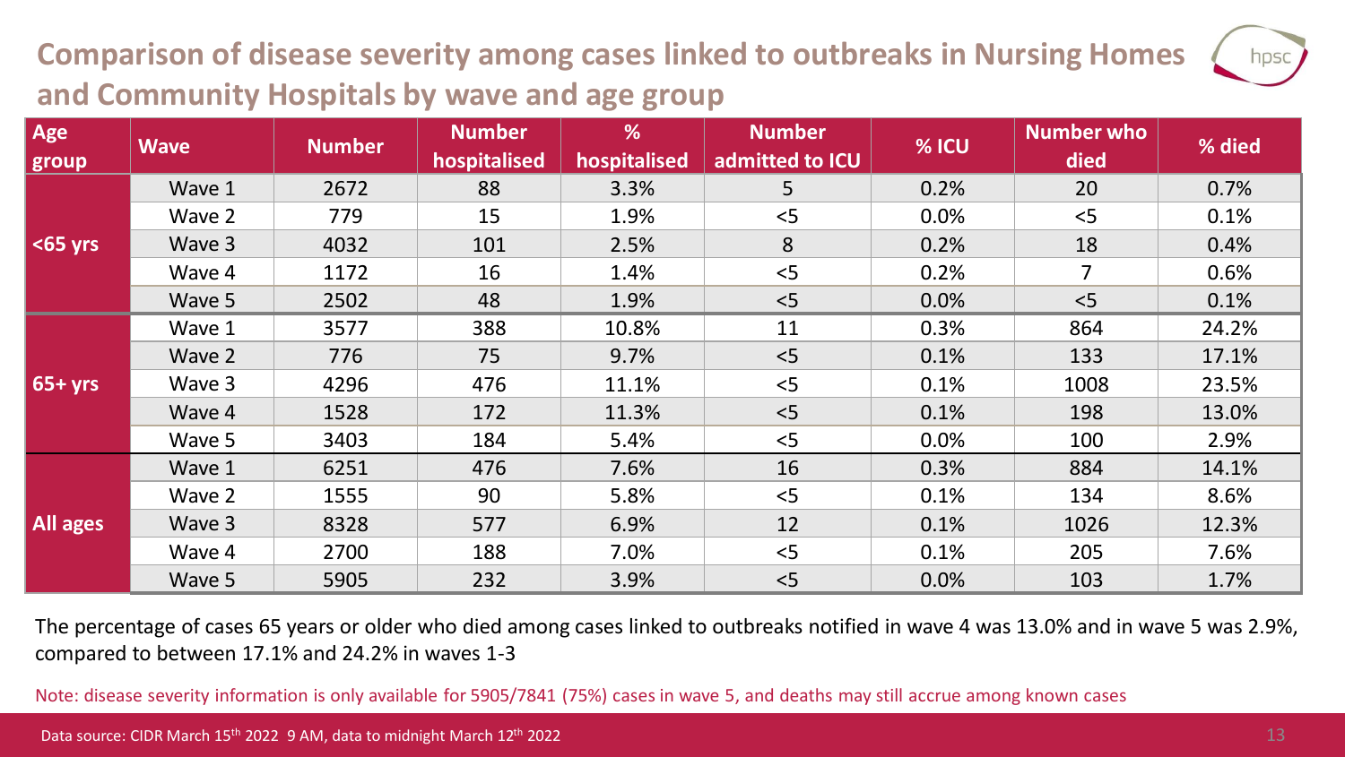# Comparison of disease severity among cases linked to outbreaks in Nursing Homes and Community Hospitals by wave and age group

| Age group | Wave | Number | Number hospitalised | % hospitalised | Number admitted to ICU | % ICU | Number who died | % died |
|---|---|---|---|---|---|---|---|---|
| <65 yrs | Wave 1 | 2672 | 88 | 3.3% | 5 | 0.2% | 20 | 0.7% |
| | Wave 2 | 779 | 15 | 1.9% | <5 | 0.0% | <5 | 0.1% |
| | Wave 3 | 4032 | 101 | 2.5% | 8 | 0.2% | 18 | 0.4% |
| | Wave 4 | 1172 | 16 | 1.4% | <5 | 0.2% | 7 | 0.6% |
| | Wave 5 | 2502 | 48 | 1.9% | <5 | 0.0% | <5 | 0.1% |
| 65+ yrs | Wave 1 | 3577 | 388 | 10.8% | 11 | 0.3% | 864 | 24.2% |
| | Wave 2 | 776 | 75 | 9.7% | <5 | 0.1% | 133 | 17.1% |
| | Wave 3 | 4296 | 476 | 11.1% | <5 | 0.1% | 1008 | 23.5% |
| | Wave 4 | 1528 | 172 | 11.3% | <5 | 0.1% | 198 | 13.0% |
| | Wave 5 | 3403 | 184 | 5.4% | <5 | 0.0% | 100 | 2.9% |
| All ages | Wave 1 | 6251 | 476 | 7.6% | 16 | 0.3% | 884 | 14.1% |
| | Wave 2 | 1555 | 90 | 5.8% | <5 | 0.1% | 134 | 8.6% |
| | Wave 3 | 8328 | 577 | 6.9% | 12 | 0.1% | 1026 | 12.3% |
| | Wave 4 | 2700 | 188 | 7.0% | <5 | 0.1% | 205 | 7.6% |
| | Wave 5 | 5905 | 232 | 3.9% | <5 | 0.0% | 103 | 1.7% |

The percentage of cases 65 years or older who died among cases linked to outbreaks notified in wave 4 was 13.0% and in wave 5 was 2.9%, compared to between 17.1% and 24.2% in waves 1-3

Note: disease severity information is only available for 5905/7841 (75%) cases in wave 5, and deaths may still accrue among known cases

Data source: CIDR March 15th 2022 9 AM, data to midnight March 12th 2022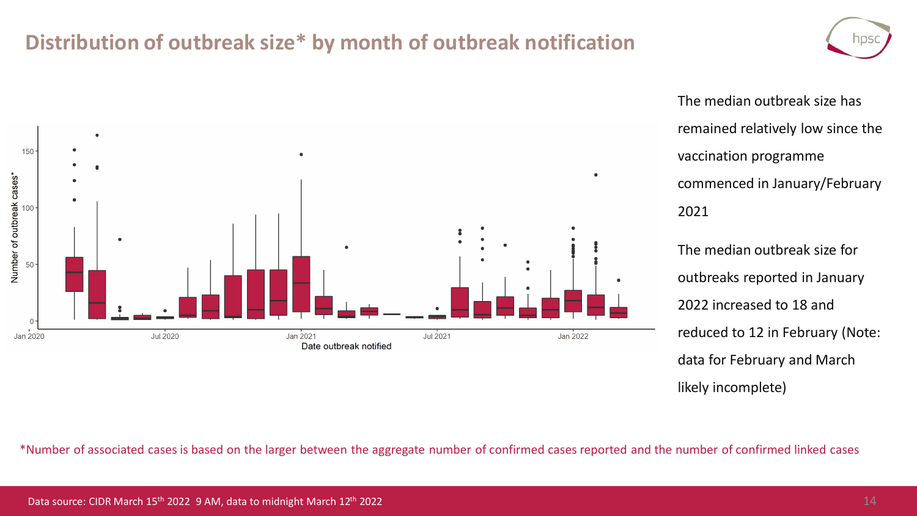# Distribution of outbreak size* by month of outbreak notification

Number of outbreak cases*

150

100

50

0

Jan 2020

Jul 2020

Jan 2021

Jul 2021

Jan 2022

Date outbreak notified

The median outbreak size has remained relatively low since the vaccination programme commenced in January/February 2021

The median outbreak size for outbreaks reported in January 2022 increased to 18 and reduced to 12 in February (Note: data for February and March likely incomplete)

*Number of associated cases is based on the larger between the aggregate number of confirmed cases reported and the number of confirmed linked cases

Data source: CIDR March 15th 2022 9 AM, data to midnight March 12th 2022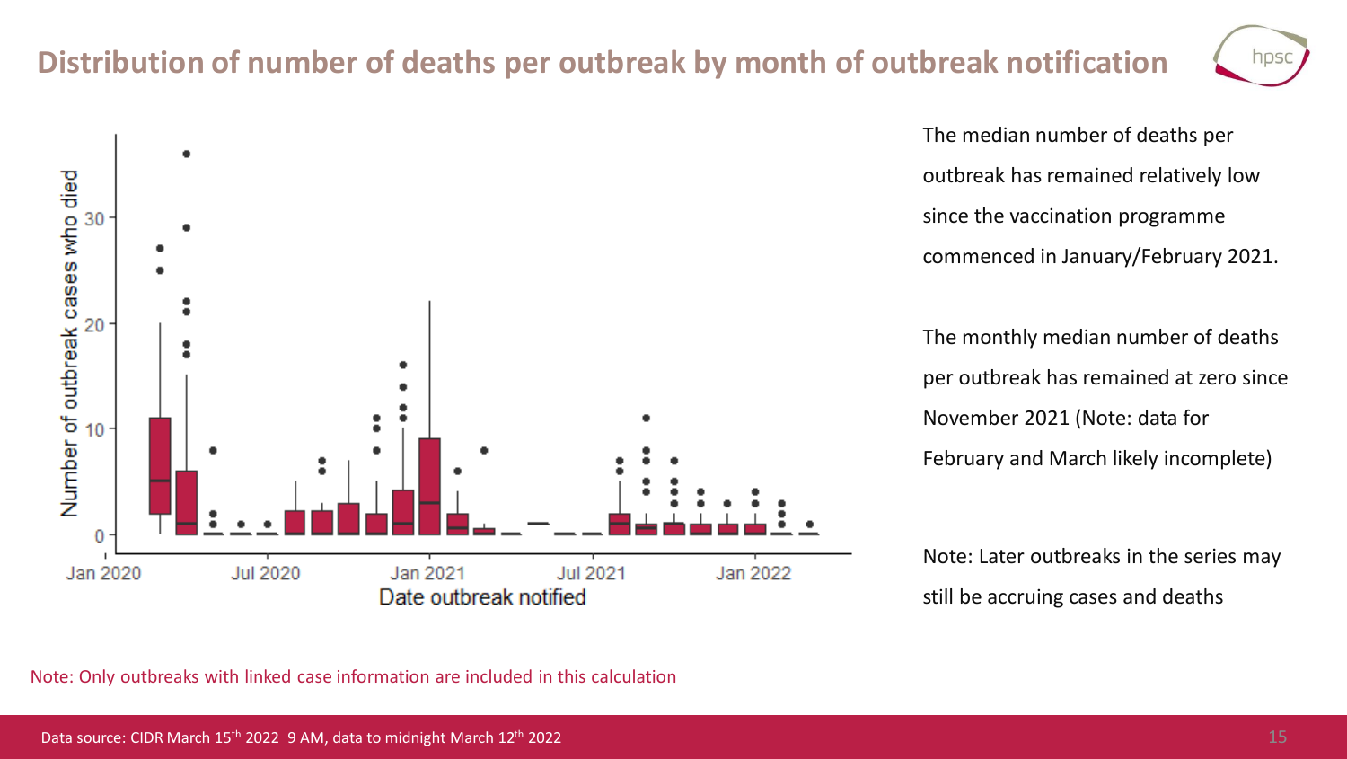# Distribution of number of deaths per outbreak by month of outbreak notification

Number of outbreak cases who died

30

20

10

0

Jan 2020

Jul 2020

Jan 2021

Jul 2021

Jan 2022

Date outbreak notified

The median number of deaths per outbreak has remained relatively low since the vaccination programme commenced in January/February 2021.

The monthly median number of deaths per outbreak has remained at zero since November 2021 (Note: data for February and March likely incomplete)

Note: Later outbreaks in the series may still be accruing cases and deaths

Note: Only outbreaks with linked case information are included in this calculation

Data source: CIDR March 15th 2022 9 AM, data to midnight March 12th 2022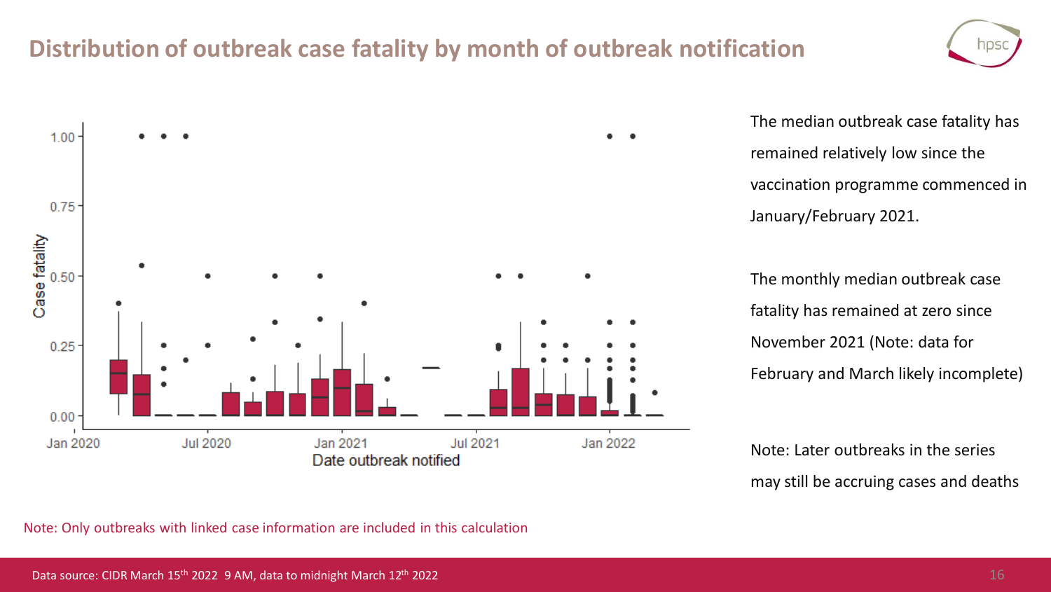# Distribution of outbreak case fatality by month of outbreak notification

Case fatality

1.00

0.75

0.50

0.25

0.00

Jan 2020

Jul 2020

Jan 2021

Jul 2021

Jan 2022

Date outbreak notified

The median outbreak case fatality has remained relatively low since the vaccination programme commenced in January/February 2021.

The monthly median outbreak case fatality has remained at zero since November 2021 (Note: data for February and March likely incomplete)

Note: Later outbreaks in the series may still be accruing cases and deaths

Note: Only outbreaks with linked case information are included in this calculation

Data source: CIDR March 15th 2022 9 AM, data to midnight March 12th 2022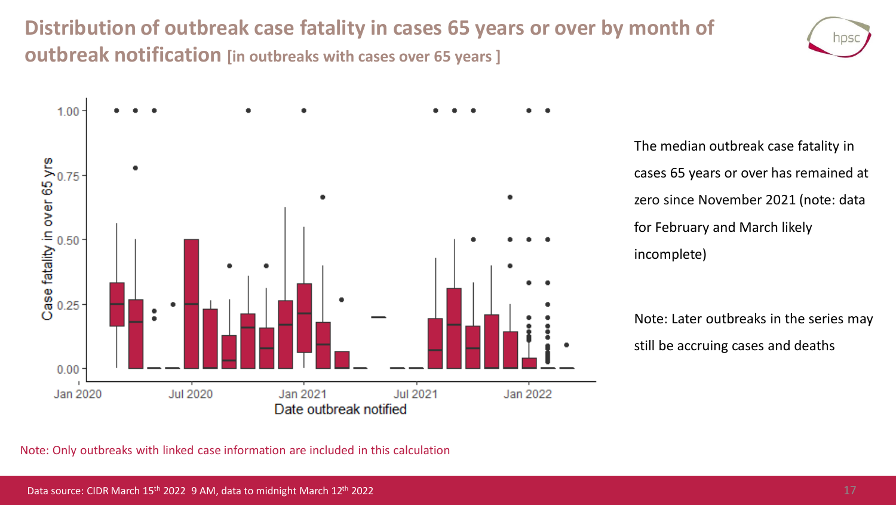# Distribution of outbreak case fatality in cases 65 years or over by month of outbreak notification [in outbreaks with cases over 65 years ]

Case fatality in over 65 yrs

1.00

0.75

0.50

0.25

0.00

Jan 2020

Jul 2020

Jan 2021

Jul 2021

Jan 2022

Date outbreak notified

The median outbreak case fatality in cases 65 years or over has remained at zero since November 2021 (note: data for February and March likely incomplete)

Note: Later outbreaks in the series may still be accruing cases and deaths

Note: Only outbreaks with linked case information are included in this calculation

Data source: CIDR March 15th 2022 9 AM, data to midnight March 12th 2022